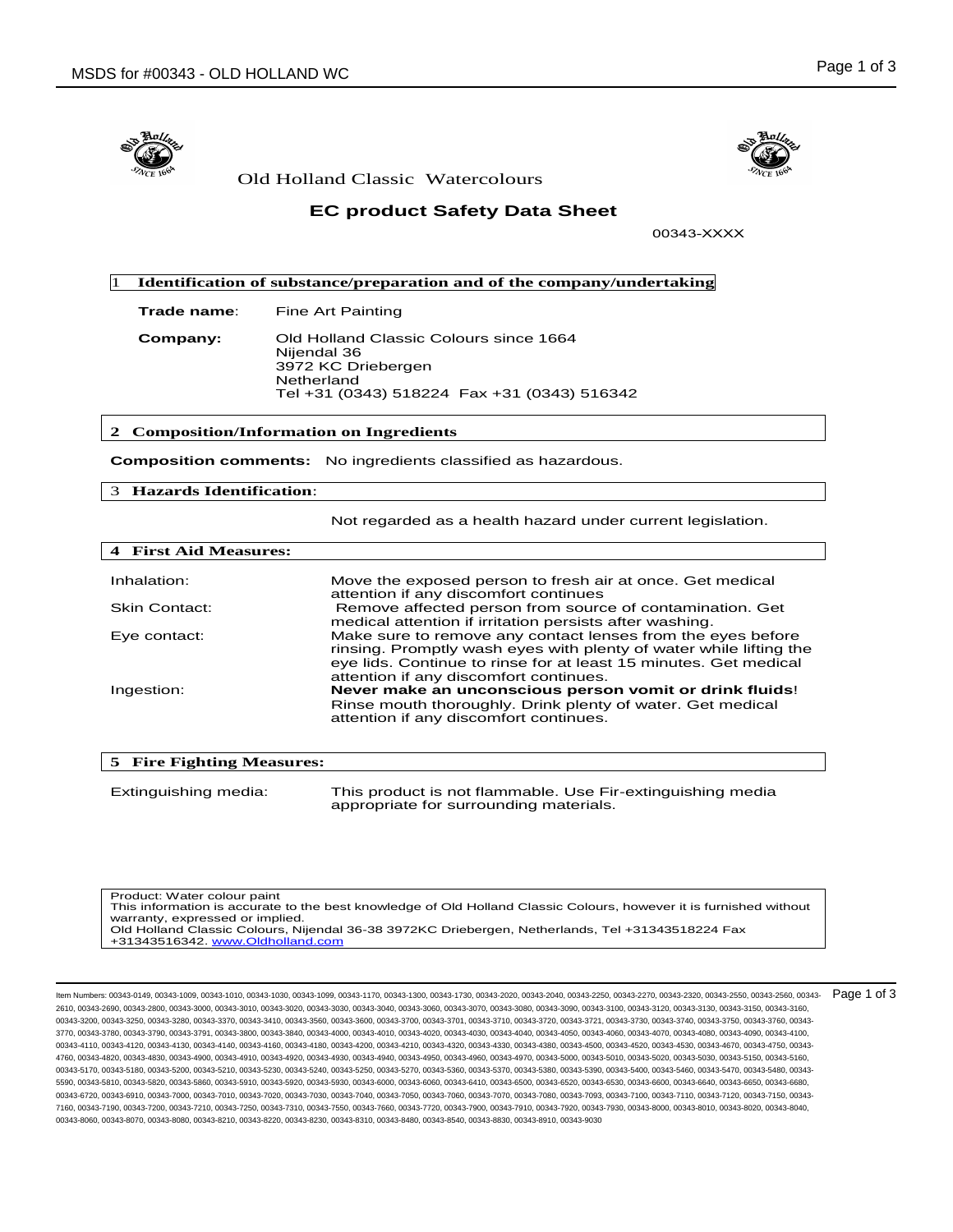Old Holland Classic Watercolours

# EC product Safety Data Sheet

00343-XXXX

## 1 Identification of substance/preparation and of the company/undertaking

**Trade name**: Fine Art Painting

**Company:** Old Holland Classic Colours since 1664
Nijendal 36
3972 KC Driebergen
Netherland
Tel +31 (0343) 518224 Fax +31 (0343) 516342

## 2 Composition/Information on Ingredients

**Composition comments:** No ingredients classified as hazardous.

## 3 Hazards Identification:

Not regarded as a health hazard under current legislation.

## 4 First Aid Measures:

| | |
|---|---|
| Inhalation: | Move the exposed person to fresh air at once. Get medical attention if any discomfort continues |
| Skin Contact: | Remove affected person from source of contamination. Get medical attention if irritation persists after washing. |
| Eye contact: | Make sure to remove any contact lenses from the eyes before rinsing. Promptly wash eyes with plenty of water while lifting the eye lids. Continue to rinse for at least 15 minutes. Get medical attention if any discomfort continues. |
| Ingestion: | **Never make an unconscious person vomit or drink fluids**! Rinse mouth thoroughly. Drink plenty of water. Get medical attention if any discomfort continues. |

## 5 Fire Fighting Measures:

| | |
|---|---|
| Extinguishing media: | This product is not flammable. Use Fir-extinguishing media appropriate for surrounding materials. |

Product: Water colour paint
This information is accurate to the best knowledge of Old Holland Classic Colours, however it is furnished without warranty, expressed or implied.
Old Holland Classic Colours, Nijendal 36-38 3972KC Driebergen, Netherlands, Tel +31343518224 Fax +31343516342. www.Oldholland.com

Item Numbers: 00343-0149, 00343-1009, 00343-1010, 00343-1030, 00343-1099, 00343-1170, 00343-1300, 00343-1730, 00343-2020, 00343-2040, 00343-2250, 00343-2270, 00343-2320, 00343-2550, 00343-2560, 00343-2610, 00343-2690, 00343-2800, 00343-3000, 00343-3010, 00343-3020, 00343-3030, 00343-3040, 00343-3060, 00343-3070, 00343-3080, 00343-3090, 00343-3100, 00343-3120, 00343-3130, 00343-3150, 00343-3160, 00343-3200, 00343-3250, 00343-3280, 00343-3370, 00343-3410, 00343-3560, 00343-3600, 00343-3700, 00343-3701, 00343-3710, 00343-3720, 00343-3721, 00343-3730, 00343-3740, 00343-3750, 00343-3760, 00343-3770, 00343-3780, 00343-3790, 00343-3791, 00343-3800, 00343-3840, 00343-4000, 00343-4010, 00343-4020, 00343-4030, 00343-4040, 00343-4050, 00343-4060, 00343-4070, 00343-4080, 00343-4090, 00343-4100, 00343-4110, 00343-4120, 00343-4130, 00343-4140, 00343-4160, 00343-4180, 00343-4200, 00343-4210, 00343-4320, 00343-4330, 00343-4380, 00343-4500, 00343-4520, 00343-4530, 00343-4670, 00343-4750, 00343-4760, 00343-4820, 00343-4830, 00343-4900, 00343-4910, 00343-4920, 00343-4930, 00343-4940, 00343-4950, 00343-4960, 00343-4970, 00343-5000, 00343-5010, 00343-5020, 00343-5030, 00343-5150, 00343-5160, 00343-5170, 00343-5180, 00343-5200, 00343-5210, 00343-5230, 00343-5240, 00343-5250, 00343-5270, 00343-5360, 00343-5370, 00343-5380, 00343-5390, 00343-5400, 00343-5460, 00343-5470, 00343-5480, 00343-5590, 00343-5810, 00343-5820, 00343-5860, 00343-5910, 00343-5920, 00343-5930, 00343-6000, 00343-6060, 00343-6410, 00343-6500, 00343-6520, 00343-6530, 00343-6600, 00343-6640, 00343-6650, 00343-6680, 00343-6720, 00343-6910, 00343-7000, 00343-7010, 00343-7020, 00343-7030, 00343-7040, 00343-7050, 00343-7060, 00343-7070, 00343-7080, 00343-7093, 00343-7100, 00343-7110, 00343-7120, 00343-7150, 00343-7160, 00343-7190, 00343-7200, 00343-7210, 00343-7250, 00343-7310, 00343-7550, 00343-7660, 00343-7720, 00343-7900, 00343-7910, 00343-7920, 00343-7930, 00343-8000, 00343-8010, 00343-8020, 00343-8040, 00343-8060, 00343-8070, 00343-8080, 00343-8210, 00343-8220, 00343-8230, 00343-8310, 00343-8480, 00343-8540, 00343-8830, 00343-8910, 00343-9030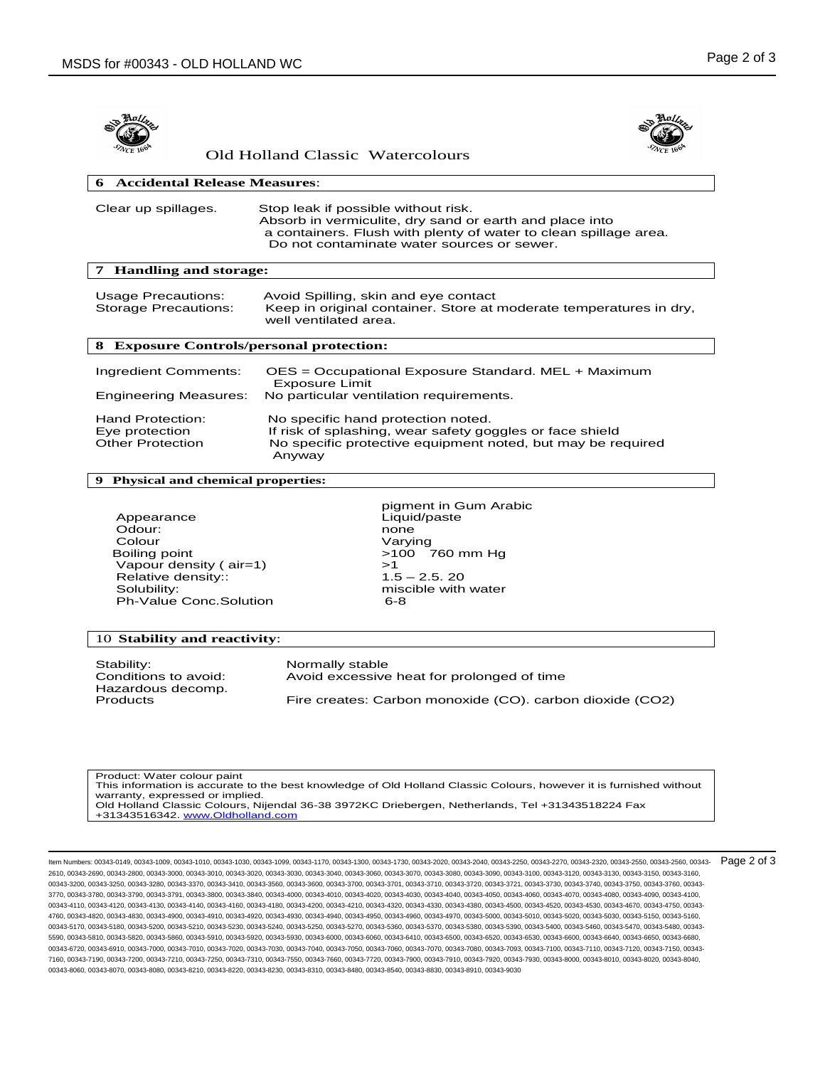Old Holland Classic Watercolours

## 6 Accidental Release Measures:

| | |
|---|---|
| Clear up spillages. | Stop leak if possible without risk. Absorb in vermiculite, dry sand or earth and place into a containers. Flush with plenty of water to clean spillage area. Do not contaminate water sources or sewer. |

## 7 Handling and storage:

| | |
|---|---|
| Usage Precautions: | Avoid Spilling, skin and eye contact |
| Storage Precautions: | Keep in original container. Store at moderate temperatures in dry, well ventilated area. |

## 8 Exposure Controls/personal protection:

| | |
|---|---|
| Ingredient Comments: | OES = Occupational Exposure Standard. MEL + Maximum Exposure Limit |
| Engineering Measures: | No particular ventilation requirements. |
| Hand Protection: | No specific hand protection noted. |
| Eye protection | If risk of splashing, wear safety goggles or face shield |
| Other Protection | No specific protective equipment noted, but may be required Anyway |

## 9 Physical and chemical properties:

| | |
|---|---|
| | pigment in Gum Arabic |
| Appearance | Liquid/paste |
| Odour: | none |
| Colour | Varying |
| Boiling point | >100 760 mm Hg |
| Vapour density ( air=1) | >1 |
| Relative density:: | 1.5 – 2.5. 20 |
| Solubility: | miscible with water |
| Ph-Value Conc.Solution | 6-8 |

## 10 Stability and reactivity:

| | |
|---|---|
| Stability: | Normally stable |
| Conditions to avoid: | Avoid excessive heat for prolonged of time |
| Hazardous decomp. Products | Fire creates: Carbon monoxide (CO). carbon dioxide ($CO_2$) |

Product: Water colour paint
This information is accurate to the best knowledge of Old Holland Classic Colours, however it is furnished without warranty, expressed or implied.
Old Holland Classic Colours, Nijendal 36-38 3972KC Driebergen, Netherlands, Tel +31343518224 Fax +31343516342. www.Oldholland.com

Item Numbers: 00343-0149, 00343-1009, 00343-1010, 00343-1030, 00343-1099, 00343-1170, 00343-1300, 00343-1730, 00343-2020, 00343-2040, 00343-2250, 00343-2270, 00343-2320, 00343-2550, 00343-2560, 00343-2610, 00343-2690, 00343-2800, 00343-3000, 00343-3010, 00343-3020, 00343-3030, 00343-3040, 00343-3060, 00343-3070, 00343-3080, 00343-3090, 00343-3100, 00343-3120, 00343-3130, 00343-3150, 00343-3160, 00343-3200, 00343-3250, 00343-3280, 00343-3370, 00343-3410, 00343-3560, 00343-3600, 00343-3700, 00343-3701, 00343-3710, 00343-3720, 00343-3721, 00343-3730, 00343-3740, 00343-3750, 00343-3760, 00343-3770, 00343-3780, 00343-3790, 00343-3791, 00343-3800, 00343-3840, 00343-4000, 00343-4010, 00343-4020, 00343-4030, 00343-4040, 00343-4050, 00343-4060, 00343-4070, 00343-4080, 00343-4090, 00343-4100, 00343-4110, 00343-4120, 00343-4130, 00343-4140, 00343-4160, 00343-4180, 00343-4200, 00343-4210, 00343-4320, 00343-4330, 00343-4380, 00343-4500, 00343-4520, 00343-4530, 00343-4670, 00343-4750, 00343-4760, 00343-4820, 00343-4830, 00343-4900, 00343-4910, 00343-4920, 00343-4930, 00343-4940, 00343-4950, 00343-4960, 00343-4970, 00343-5000, 00343-5010, 00343-5020, 00343-5030, 00343-5150, 00343-5160, 00343-5170, 00343-5180, 00343-5200, 00343-5210, 00343-5230, 00343-5240, 00343-5250, 00343-5270, 00343-5360, 00343-5370, 00343-5380, 00343-5390, 00343-5400, 00343-5460, 00343-5470, 00343-5480, 00343-5590, 00343-5810, 00343-5820, 00343-5860, 00343-5910, 00343-5920, 00343-5930, 00343-6000, 00343-6060, 00343-6410, 00343-6500, 00343-6520, 00343-6530, 00343-6600, 00343-6640, 00343-6650, 00343-6680, 00343-6720, 00343-6910, 00343-7000, 00343-7010, 00343-7020, 00343-7030, 00343-7040, 00343-7050, 00343-7060, 00343-7070, 00343-7080, 00343-7093, 00343-7100, 00343-7110, 00343-7120, 00343-7150, 00343-7160, 00343-7190, 00343-7200, 00343-7210, 00343-7250, 00343-7310, 00343-7550, 00343-7660, 00343-7720, 00343-7900, 00343-7910, 00343-7920, 00343-7930, 00343-8000, 00343-8010, 00343-8020, 00343-8040, 00343-8060, 00343-8070, 00343-8080, 00343-8210, 00343-8220, 00343-8230, 00343-8310, 00343-8480, 00343-8540, 00343-8830, 00343-8910, 00343-9030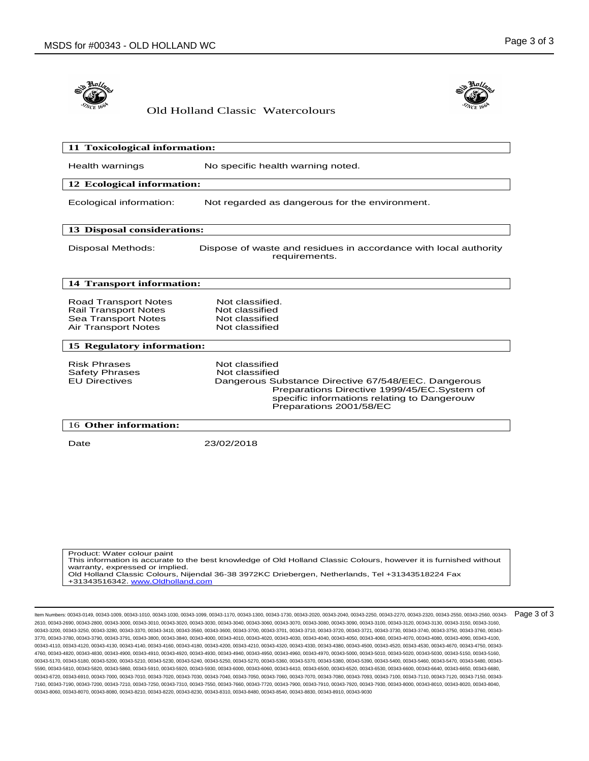## Old Holland Classic Watercolours

### 11 Toxicological information:

Health warnings — No specific health warning noted.

### 12 Ecological information:

Ecological information: — Not regarded as dangerous for the environment.

### 13 Disposal considerations:

Disposal Methods: — Dispose of waste and residues in accordance with local authority requirements.

### 14 Transport information:

| | |
|---|---|
| Road Transport Notes | Not classified. |
| Rail Transport Notes | Not classified |
| Sea Transport Notes | Not classified |
| Air Transport Notes | Not classified |

### 15 Regulatory information:

| | |
|---|---|
| Risk Phrases | Not classified |
| Safety Phrases | Not classified |
| EU Directives | Dangerous Substance Directive 67/548/EEC. Dangerous Preparations Directive 1999/45/EC.System of specific informations relating to Dangerouw Preparations 2001/58/EC |

### 16 Other information:

Date — 23/02/2018

Product: Water colour paint
This information is accurate to the best knowledge of Old Holland Classic Colours, however it is furnished without warranty, expressed or implied.
Old Holland Classic Colours, Nijendal 36-38 3972KC Driebergen, Netherlands, Tel +31343518224 Fax +31343516342. www.Oldholland.com

Item Numbers: 00343-0149, 00343-1009, 00343-1010, 00343-1030, 00343-1099, 00343-1170, 00343-1300, 00343-1730, 00343-2020, 00343-2040, 00343-2250, 00343-2270, 00343-2320, 00343-2550, 00343-2560, 00343-2610, 00343-2690, 00343-2800, 00343-3000, 00343-3010, 00343-3020, 00343-3030, 00343-3040, 00343-3060, 00343-3070, 00343-3080, 00343-3090, 00343-3100, 00343-3120, 00343-3130, 00343-3150, 00343-3160, 00343-3200, 00343-3250, 00343-3280, 00343-3370, 00343-3410, 00343-3560, 00343-3600, 00343-3700, 00343-3701, 00343-3710, 00343-3720, 00343-3721, 00343-3730, 00343-3740, 00343-3750, 00343-3760, 00343-3770, 00343-3780, 00343-3790, 00343-3791, 00343-3800, 00343-3840, 00343-4000, 00343-4010, 00343-4020, 00343-4030, 00343-4040, 00343-4050, 00343-4060, 00343-4070, 00343-4080, 00343-4090, 00343-4100, 00343-4110, 00343-4120, 00343-4130, 00343-4140, 00343-4160, 00343-4180, 00343-4200, 00343-4210, 00343-4320, 00343-4330, 00343-4380, 00343-4500, 00343-4520, 00343-4530, 00343-4670, 00343-4750, 00343-4760, 00343-4820, 00343-4830, 00343-4900, 00343-4910, 00343-4920, 00343-4930, 00343-4940, 00343-4950, 00343-4960, 00343-4970, 00343-5000, 00343-5010, 00343-5020, 00343-5030, 00343-5150, 00343-5160, 00343-5170, 00343-5180, 00343-5200, 00343-5210, 00343-5230, 00343-5240, 00343-5250, 00343-5270, 00343-5360, 00343-5370, 00343-5380, 00343-5390, 00343-5400, 00343-5460, 00343-5470, 00343-5480, 00343-5590, 00343-5810, 00343-5820, 00343-5860, 00343-5910, 00343-5920, 00343-5930, 00343-6000, 00343-6060, 00343-6410, 00343-6500, 00343-6520, 00343-6530, 00343-6600, 00343-6640, 00343-6650, 00343-6680, 00343-6720, 00343-6910, 00343-7000, 00343-7010, 00343-7020, 00343-7030, 00343-7040, 00343-7050, 00343-7060, 00343-7070, 00343-7080, 00343-7093, 00343-7100, 00343-7110, 00343-7120, 00343-7150, 00343-7160, 00343-7190, 00343-7200, 00343-7210, 00343-7250, 00343-7310, 00343-7550, 00343-7660, 00343-7720, 00343-7900, 00343-7910, 00343-7920, 00343-7930, 00343-8000, 00343-8010, 00343-8020, 00343-8040, 00343-8060, 00343-8070, 00343-8080, 00343-8210, 00343-8220, 00343-8230, 00343-8310, 00343-8480, 00343-8540, 00343-8830, 00343-8910, 00343-9030